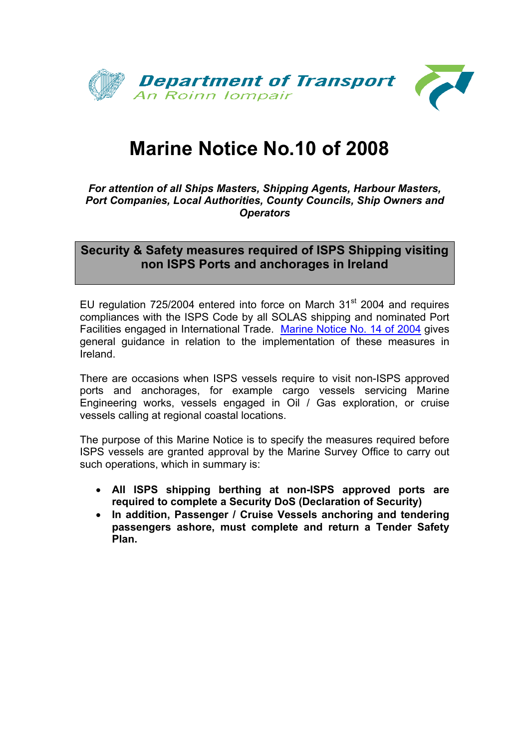Department of Transport
An Roinn Iompair

# Marine Notice No.10 of 2008

***For attention of all Ships Masters, Shipping Agents, Harbour Masters, Port Companies, Local Authorities, County Councils, Ship Owners and Operators***

## Security & Safety measures required of ISPS Shipping visiting non ISPS Ports and anchorages in Ireland

EU regulation 725/2004 entered into force on March 31st 2004 and requires compliances with the ISPS Code by all SOLAS shipping and nominated Port Facilities engaged in International Trade. Marine Notice No. 14 of 2004 gives general guidance in relation to the implementation of these measures in Ireland.

There are occasions when ISPS vessels require to visit non-ISPS approved ports and anchorages, for example cargo vessels servicing Marine Engineering works, vessels engaged in Oil / Gas exploration, or cruise vessels calling at regional coastal locations.

The purpose of this Marine Notice is to specify the measures required before ISPS vessels are granted approval by the Marine Survey Office to carry out such operations, which in summary is:

- **All ISPS shipping berthing at non-ISPS approved ports are required to complete a Security DoS (Declaration of Security)**
- **In addition, Passenger / Cruise Vessels anchoring and tendering passengers ashore, must complete and return a Tender Safety Plan.**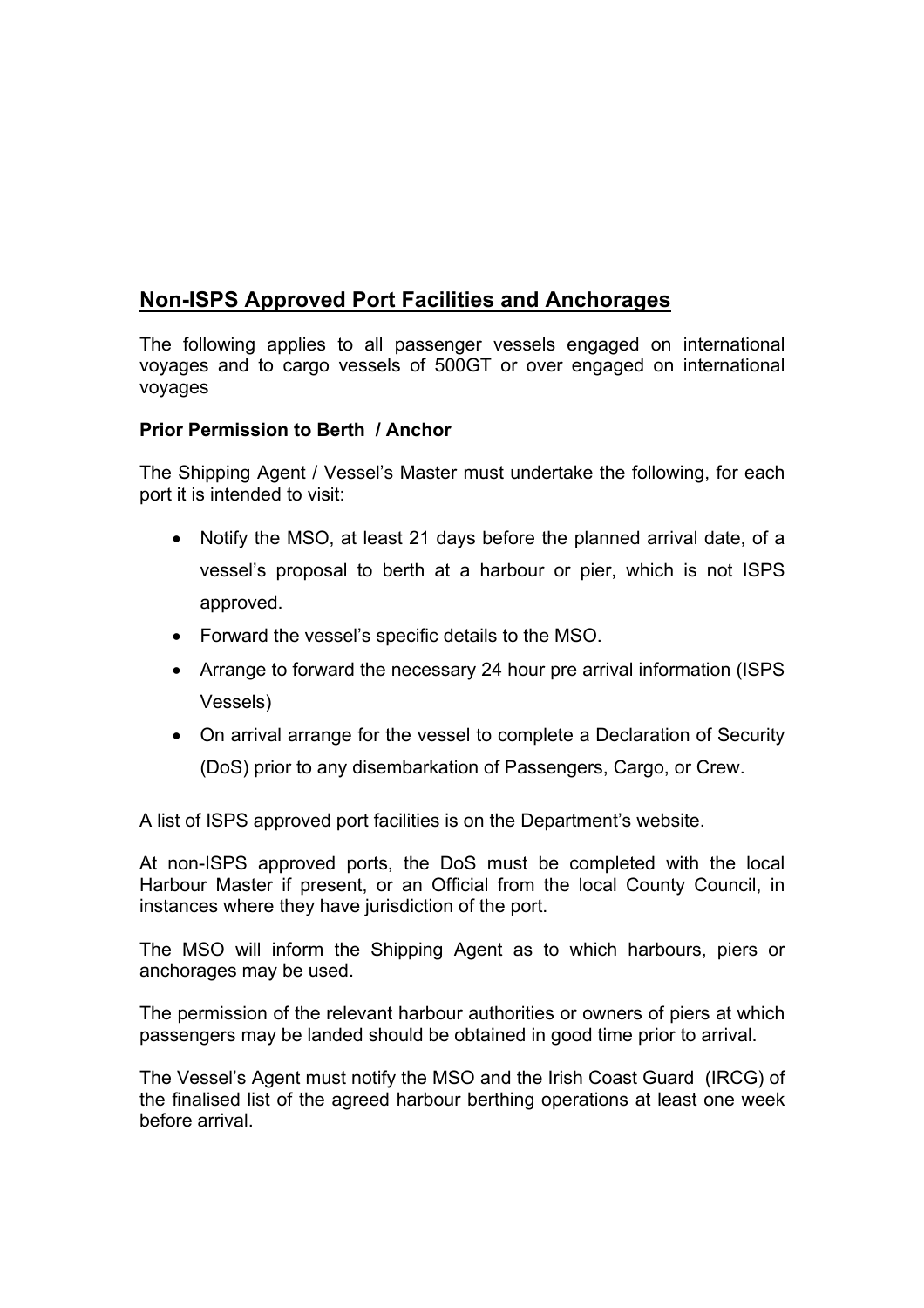## Non-ISPS Approved Port Facilities and Anchorages

The following applies to all passenger vessels engaged on international voyages and to cargo vessels of 500GT or over engaged on international voyages

**Prior Permission to Berth / Anchor**

The Shipping Agent / Vessel's Master must undertake the following, for each port it is intended to visit:

- Notify the MSO, at least 21 days before the planned arrival date, of a vessel's proposal to berth at a harbour or pier, which is not ISPS approved.
- Forward the vessel's specific details to the MSO.
- Arrange to forward the necessary 24 hour pre arrival information (ISPS Vessels)
- On arrival arrange for the vessel to complete a Declaration of Security (DoS) prior to any disembarkation of Passengers, Cargo, or Crew.

A list of ISPS approved port facilities is on the Department's website.

At non-ISPS approved ports, the DoS must be completed with the local Harbour Master if present, or an Official from the local County Council, in instances where they have jurisdiction of the port.

The MSO will inform the Shipping Agent as to which harbours, piers or anchorages may be used.

The permission of the relevant harbour authorities or owners of piers at which passengers may be landed should be obtained in good time prior to arrival.

The Vessel's Agent must notify the MSO and the Irish Coast Guard (IRCG) of the finalised list of the agreed harbour berthing operations at least one week before arrival.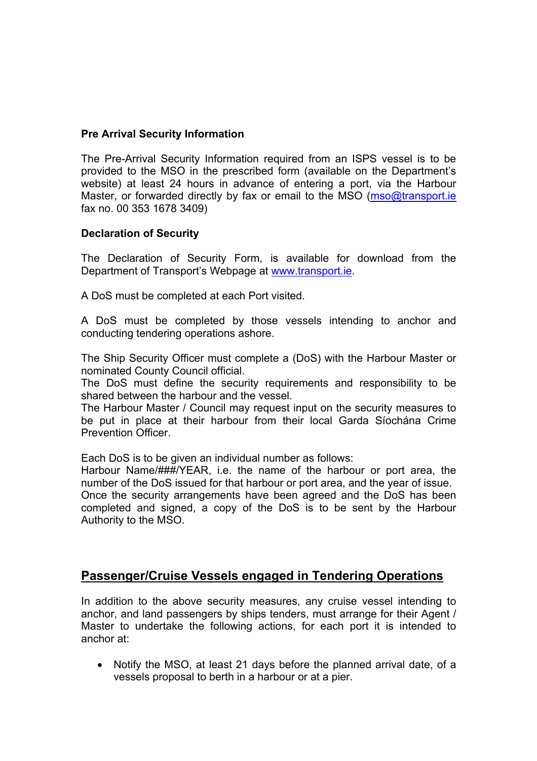**Pre Arrival Security Information**

The Pre-Arrival Security Information required from an ISPS vessel is to be provided to the MSO in the prescribed form (available on the Department's website) at least 24 hours in advance of entering a port, via the Harbour Master, or forwarded directly by fax or email to the MSO (mso@transport.ie fax no. 00 353 1678 3409)

**Declaration of Security**

The Declaration of Security Form, is available for download from the Department of Transport's Webpage at www.transport.ie.

A DoS must be completed at each Port visited.

A DoS must be completed by those vessels intending to anchor and conducting tendering operations ashore.

The Ship Security Officer must complete a (DoS) with the Harbour Master or nominated County Council official.
The DoS must define the security requirements and responsibility to be shared between the harbour and the vessel.
The Harbour Master / Council may request input on the security measures to be put in place at their harbour from their local Garda Síochána Crime Prevention Officer.

Each DoS is to be given an individual number as follows:
Harbour Name/###/YEAR, i.e. the name of the harbour or port area, the number of the DoS issued for that harbour or port area, and the year of issue.
Once the security arrangements have been agreed and the DoS has been completed and signed, a copy of the DoS is to be sent by the Harbour Authority to the MSO.

## Passenger/Cruise Vessels engaged in Tendering Operations

In addition to the above security measures, any cruise vessel intending to anchor, and land passengers by ships tenders, must arrange for their Agent / Master to undertake the following actions, for each port it is intended to anchor at:

- Notify the MSO, at least 21 days before the planned arrival date, of a vessels proposal to berth in a harbour or at a pier.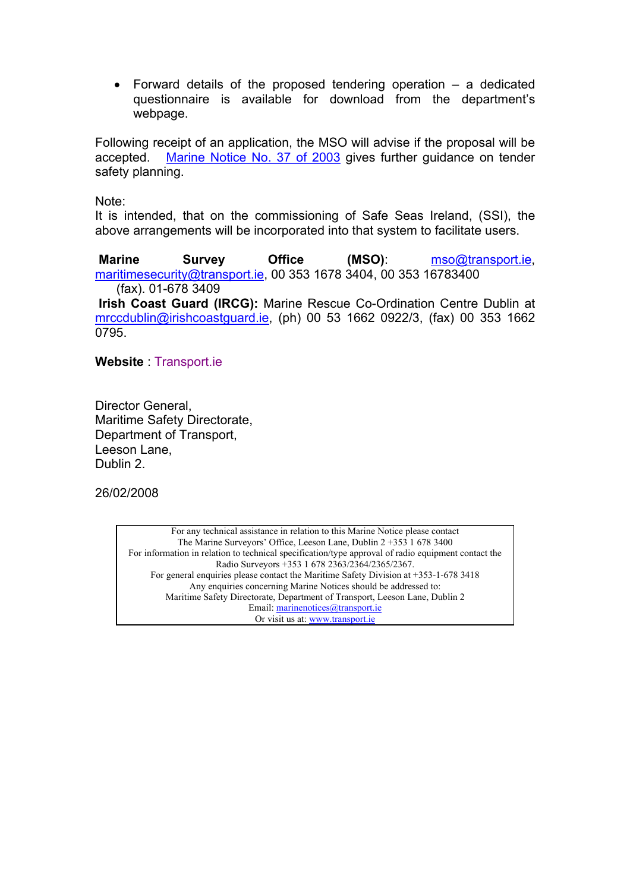- Forward details of the proposed tendering operation – a dedicated questionnaire is available for download from the department's webpage.

Following receipt of an application, the MSO will advise if the proposal will be accepted. Marine Notice No. 37 of 2003 gives further guidance on tender safety planning.

Note:
It is intended, that on the commissioning of Safe Seas Ireland, (SSI), the above arrangements will be incorporated into that system to facilitate users.

**Marine Survey Office (MSO)**: mso@transport.ie, maritimesecurity@transport.ie, 00 353 1678 3404, 00 353 16783400 (fax). 01-678 3409
**Irish Coast Guard (IRCG):** Marine Rescue Co-Ordination Centre Dublin at mrccdublin@irishcoastguard.ie, (ph) 00 53 1662 0922/3, (fax) 00 353 1662 0795.

**Website** : Transport.ie

Director General,
Maritime Safety Directorate,
Department of Transport,
Leeson Lane,
Dublin 2.

26/02/2008

For any technical assistance in relation to this Marine Notice please contact
The Marine Surveyors' Office, Leeson Lane, Dublin 2 +353 1 678 3400
For information in relation to technical specification/type approval of radio equipment contact the Radio Surveyors +353 1 678 2363/2364/2365/2367.
For general enquiries please contact the Maritime Safety Division at +353-1-678 3418
Any enquiries concerning Marine Notices should be addressed to:
Maritime Safety Directorate, Department of Transport, Leeson Lane, Dublin 2
Email: marinenotices@transport.ie
Or visit us at: www.transport.ie